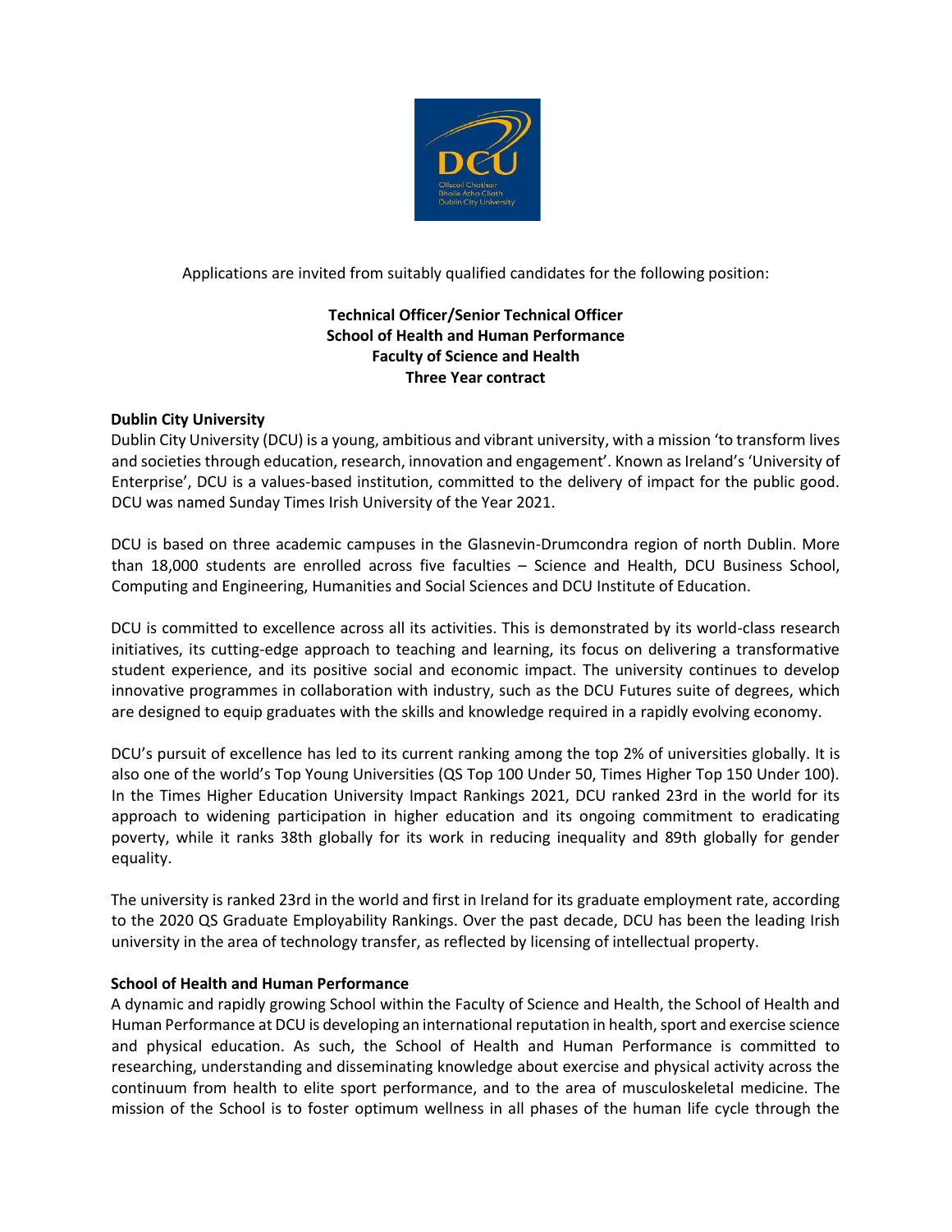Applications are invited from suitably qualified candidates for the following position:

**Technical Officer/Senior Technical Officer**
**School of Health and Human Performance**
**Faculty of Science and Health**
**Three Year contract**

## Dublin City University

Dublin City University (DCU) is a young, ambitious and vibrant university, with a mission 'to transform lives and societies through education, research, innovation and engagement'. Known as Ireland's 'University of Enterprise', DCU is a values-based institution, committed to the delivery of impact for the public good. DCU was named Sunday Times Irish University of the Year 2021.

DCU is based on three academic campuses in the Glasnevin-Drumcondra region of north Dublin. More than 18,000 students are enrolled across five faculties – Science and Health, DCU Business School, Computing and Engineering, Humanities and Social Sciences and DCU Institute of Education.

DCU is committed to excellence across all its activities. This is demonstrated by its world-class research initiatives, its cutting-edge approach to teaching and learning, its focus on delivering a transformative student experience, and its positive social and economic impact. The university continues to develop innovative programmes in collaboration with industry, such as the DCU Futures suite of degrees, which are designed to equip graduates with the skills and knowledge required in a rapidly evolving economy.

DCU's pursuit of excellence has led to its current ranking among the top 2% of universities globally. It is also one of the world's Top Young Universities (QS Top 100 Under 50, Times Higher Top 150 Under 100). In the Times Higher Education University Impact Rankings 2021, DCU ranked 23rd in the world for its approach to widening participation in higher education and its ongoing commitment to eradicating poverty, while it ranks 38th globally for its work in reducing inequality and 89th globally for gender equality.

The university is ranked 23rd in the world and first in Ireland for its graduate employment rate, according to the 2020 QS Graduate Employability Rankings. Over the past decade, DCU has been the leading Irish university in the area of technology transfer, as reflected by licensing of intellectual property.

## School of Health and Human Performance

A dynamic and rapidly growing School within the Faculty of Science and Health, the School of Health and Human Performance at DCU is developing an international reputation in health, sport and exercise science and physical education. As such, the School of Health and Human Performance is committed to researching, understanding and disseminating knowledge about exercise and physical activity across the continuum from health to elite sport performance, and to the area of musculoskeletal medicine. The mission of the School is to foster optimum wellness in all phases of the human life cycle through the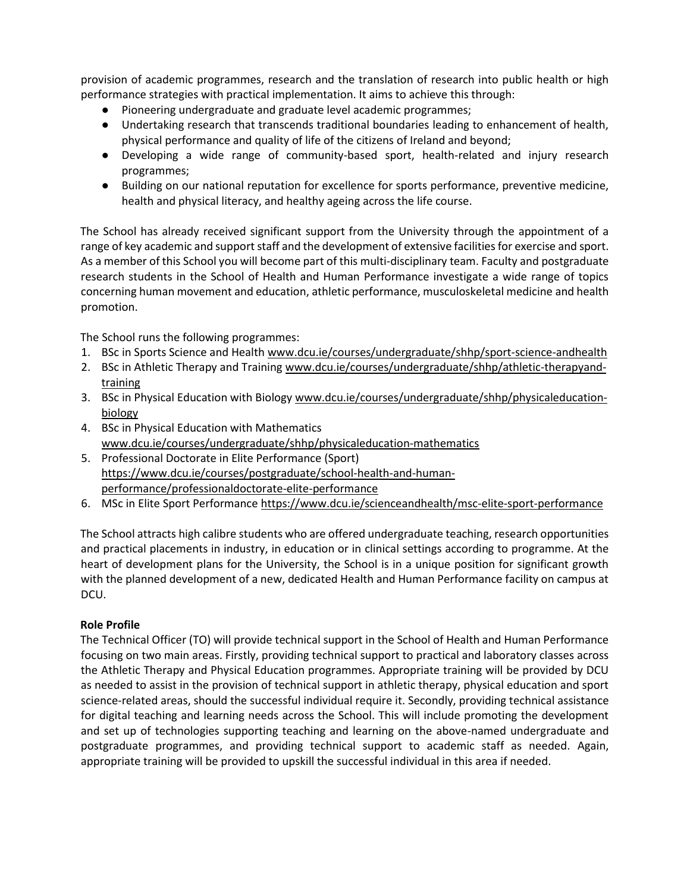provision of academic programmes, research and the translation of research into public health or high performance strategies with practical implementation. It aims to achieve this through:

- Pioneering undergraduate and graduate level academic programmes;
- Undertaking research that transcends traditional boundaries leading to enhancement of health, physical performance and quality of life of the citizens of Ireland and beyond;
- Developing a wide range of community-based sport, health-related and injury research programmes;
- Building on our national reputation for excellence for sports performance, preventive medicine, health and physical literacy, and healthy ageing across the life course.

The School has already received significant support from the University through the appointment of a range of key academic and support staff and the development of extensive facilities for exercise and sport. As a member of this School you will become part of this multi-disciplinary team. Faculty and postgraduate research students in the School of Health and Human Performance investigate a wide range of topics concerning human movement and education, athletic performance, musculoskeletal medicine and health promotion.

The School runs the following programmes:

1. BSc in Sports Science and Health www.dcu.ie/courses/undergraduate/shhp/sport-science-andhealth
2. BSc in Athletic Therapy and Training www.dcu.ie/courses/undergraduate/shhp/athletic-therapyand-training
3. BSc in Physical Education with Biology www.dcu.ie/courses/undergraduate/shhp/physicaleducation-biology
4. BSc in Physical Education with Mathematics www.dcu.ie/courses/undergraduate/shhp/physicaleducation-mathematics
5. Professional Doctorate in Elite Performance (Sport) https://www.dcu.ie/courses/postgraduate/school-health-and-human-performance/professionaldoctorate-elite-performance
6. MSc in Elite Sport Performance https://www.dcu.ie/scienceandhealth/msc-elite-sport-performance

The School attracts high calibre students who are offered undergraduate teaching, research opportunities and practical placements in industry, in education or in clinical settings according to programme. At the heart of development plans for the University, the School is in a unique position for significant growth with the planned development of a new, dedicated Health and Human Performance facility on campus at DCU.

**Role Profile**

The Technical Officer (TO) will provide technical support in the School of Health and Human Performance focusing on two main areas. Firstly, providing technical support to practical and laboratory classes across the Athletic Therapy and Physical Education programmes. Appropriate training will be provided by DCU as needed to assist in the provision of technical support in athletic therapy, physical education and sport science-related areas, should the successful individual require it. Secondly, providing technical assistance for digital teaching and learning needs across the School. This will include promoting the development and set up of technologies supporting teaching and learning on the above-named undergraduate and postgraduate programmes, and providing technical support to academic staff as needed. Again, appropriate training will be provided to upskill the successful individual in this area if needed.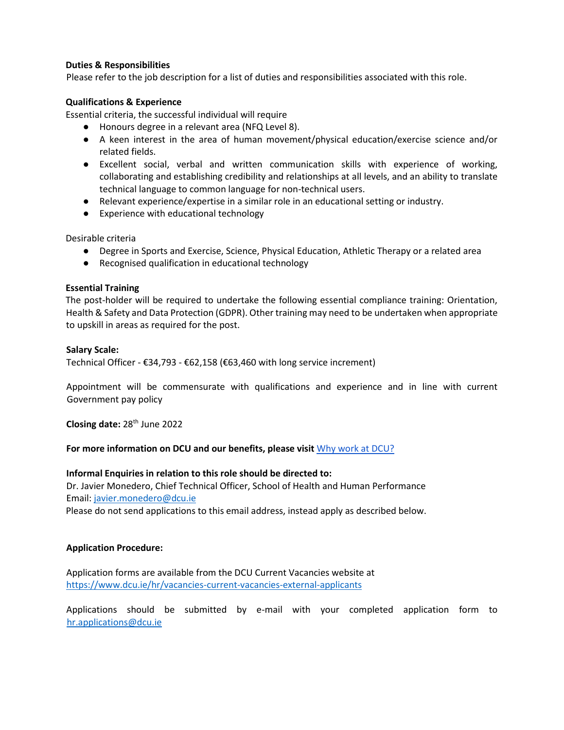**Duties & Responsibilities**

Please refer to the job description for a list of duties and responsibilities associated with this role.

**Qualifications & Experience**

Essential criteria, the successful individual will require

- Honours degree in a relevant area (NFQ Level 8).
- A keen interest in the area of human movement/physical education/exercise science and/or related fields.
- Excellent social, verbal and written communication skills with experience of working, collaborating and establishing credibility and relationships at all levels, and an ability to translate technical language to common language for non-technical users.
- Relevant experience/expertise in a similar role in an educational setting or industry.
- Experience with educational technology

Desirable criteria

- Degree in Sports and Exercise, Science, Physical Education, Athletic Therapy or a related area
- Recognised qualification in educational technology

**Essential Training**

The post-holder will be required to undertake the following essential compliance training: Orientation, Health & Safety and Data Protection (GDPR). Other training may need to be undertaken when appropriate to upskill in areas as required for the post.

**Salary Scale:**

Technical Officer - €34,793 - €62,158 (€63,460 with long service increment)

Appointment will be commensurate with qualifications and experience and in line with current Government pay policy

**Closing date:** 28th June 2022

**For more information on DCU and our benefits, please visit** [Why work at DCU?]

**Informal Enquiries in relation to this role should be directed to:**

Dr. Javier Monedero, Chief Technical Officer, School of Health and Human Performance

Email: javier.monedero@dcu.ie

Please do not send applications to this email address, instead apply as described below.

**Application Procedure:**

Application forms are available from the DCU Current Vacancies website at https://www.dcu.ie/hr/vacancies-current-vacancies-external-applicants

Applications should be submitted by e-mail with your completed application form to hr.applications@dcu.ie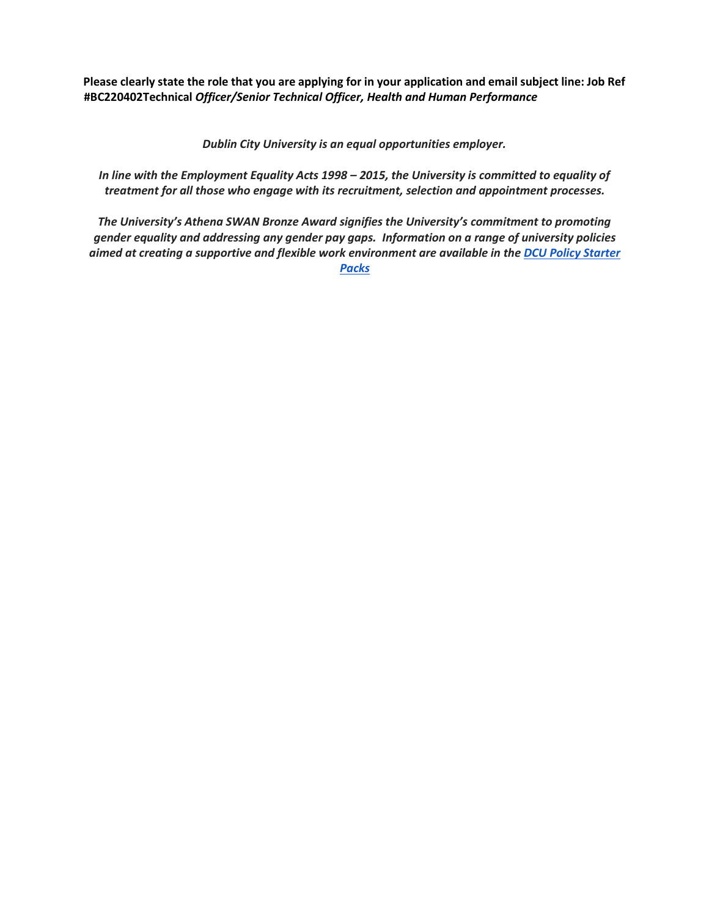**Please clearly state the role that you are applying for in your application and email subject line: Job Ref #BC220402Technical *Officer/Senior Technical Officer, Health and Human Performance***

***Dublin City University is an equal opportunities employer.***

***In line with the Employment Equality Acts 1998 – 2015, the University is committed to equality of treatment for all those who engage with its recruitment, selection and appointment processes.***

***The University's Athena SWAN Bronze Award signifies the University's commitment to promoting gender equality and addressing any gender pay gaps. Information on a range of university policies aimed at creating a supportive and flexible work environment are available in the DCU Policy Starter Packs***